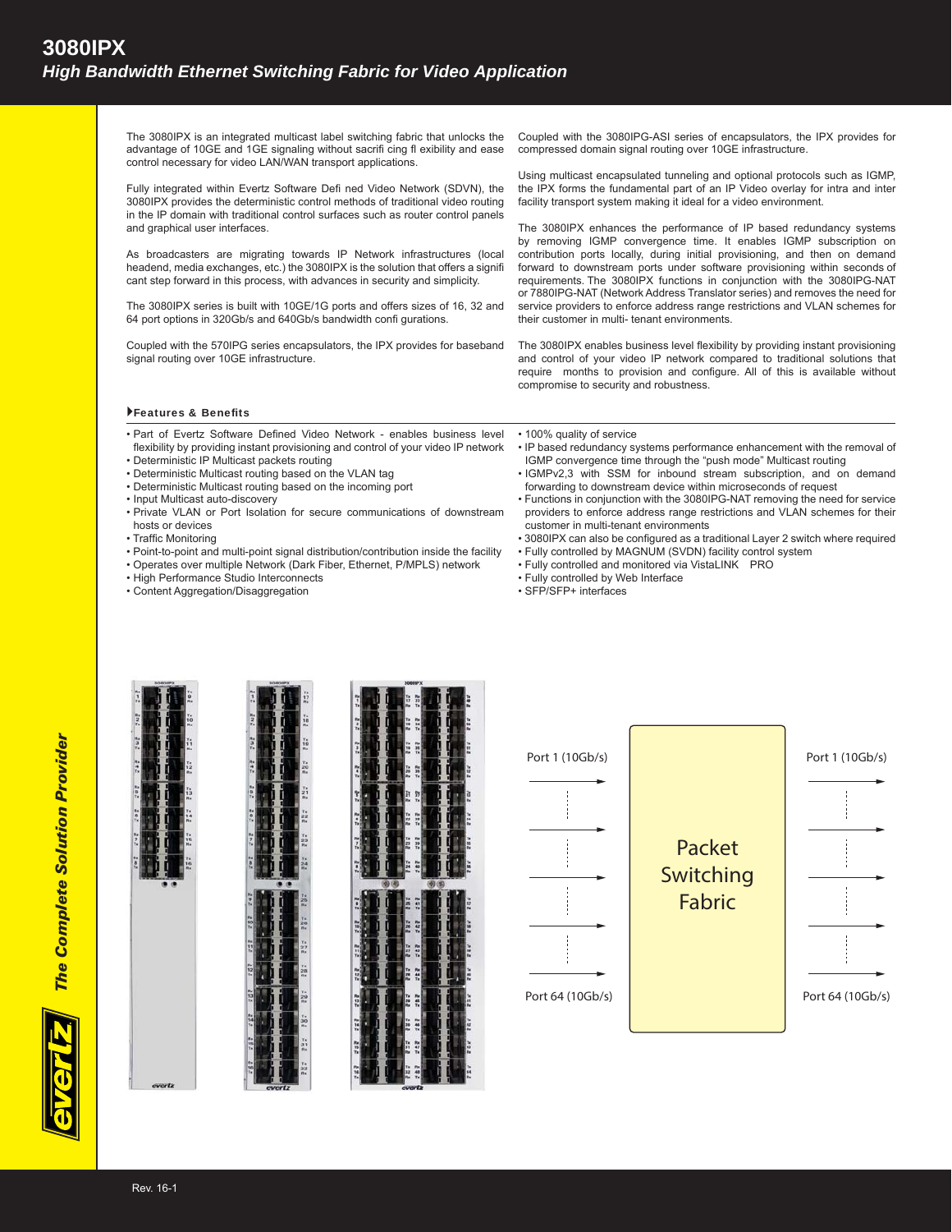# 3080IPX

## *High Bandwidth Ethernet Switching Fabric for Video Application*

The 3080IPX is an integrated multicast label switching fabric that unlocks the advantage of 10GE and 1GE signaling without sacrifi cing fl exibility and ease control necessary for video LAN/WAN transport applications.

Fully integrated within Evertz Software Defi ned Video Network (SDVN), the 3080IPX provides the deterministic control methods of traditional video routing in the IP domain with traditional control surfaces such as router control panels and graphical user interfaces.

As broadcasters are migrating towards IP Network infrastructures (local headend, media exchanges, etc.) the 3080IPX is the solution that offers a signifi cant step forward in this process, with advances in security and simplicity.

The 3080IPX series is built with 10GE/1G ports and offers sizes of 16, 32 and 64 port options in 320Gb/s and 640Gb/s bandwidth confi gurations.

Coupled with the 570IPG series encapsulators, the IPX provides for baseband signal routing over 10GE infrastructure.

Coupled with the 3080IPG-ASI series of encapsulators, the IPX provides for compressed domain signal routing over 10GE infrastructure.

Using multicast encapsulated tunneling and optional protocols such as IGMP, the IPX forms the fundamental part of an IP Video overlay for intra and inter facility transport system making it ideal for a video environment.

The 3080IPX enhances the performance of IP based redundancy systems by removing IGMP convergence time. It enables IGMP subscription on contribution ports locally, during initial provisioning, and then on demand forward to downstream ports under software provisioning within seconds of requirements. The 3080IPX functions in conjunction with the 3080IPG-NAT or 7880IPG-NAT (Network Address Translator series) and removes the need for service providers to enforce address range restrictions and VLAN schemes for their customer in multi- tenant environments.

The 3080IPX enables business level flexibility by providing instant provisioning and control of your video IP network compared to traditional solutions that require months to provision and configure. All of this is available without compromise to security and robustness.

### Features & Benefits

- Part of Evertz Software Defined Video Network - enables business level flexibility by providing instant provisioning and control of your video IP network
- Deterministic IP Multicast packets routing
- Deterministic Multicast routing based on the VLAN tag
- Deterministic Multicast routing based on the incoming port
- Input Multicast auto-discovery
- Private VLAN or Port Isolation for secure communications of downstream hosts or devices
- Traffic Monitoring
- Point-to-point and multi-point signal distribution/contribution inside the facility
- Operates over multiple Network (Dark Fiber, Ethernet, P/MPLS) network
- High Performance Studio Interconnects
- Content Aggregation/Disaggregation
- 100% quality of service
- IP based redundancy systems performance enhancement with the removal of IGMP convergence time through the "push mode" Multicast routing
- IGMPv2,3 with SSM for inbound stream subscription, and on demand forwarding to downstream device within microseconds of request
- Functions in conjunction with the 3080IPG-NAT removing the need for service providers to enforce address range restrictions and VLAN schemes for their customer in multi-tenant environments
- 3080IPX can also be configured as a traditional Layer 2 switch where required
- Fully controlled by MAGNUM (SVDN) facility control system
- Fully controlled and monitored via VistaLINK PRO
- Fully controlled by Web Interface
- SFP/SFP+ interfaces

Port 1 (10Gb/s) | Packet Switching Fabric | Port 1 (10Gb/s)

Port 64 (10Gb/s) | | Port 64 (10Gb/s)

Rev. 16-1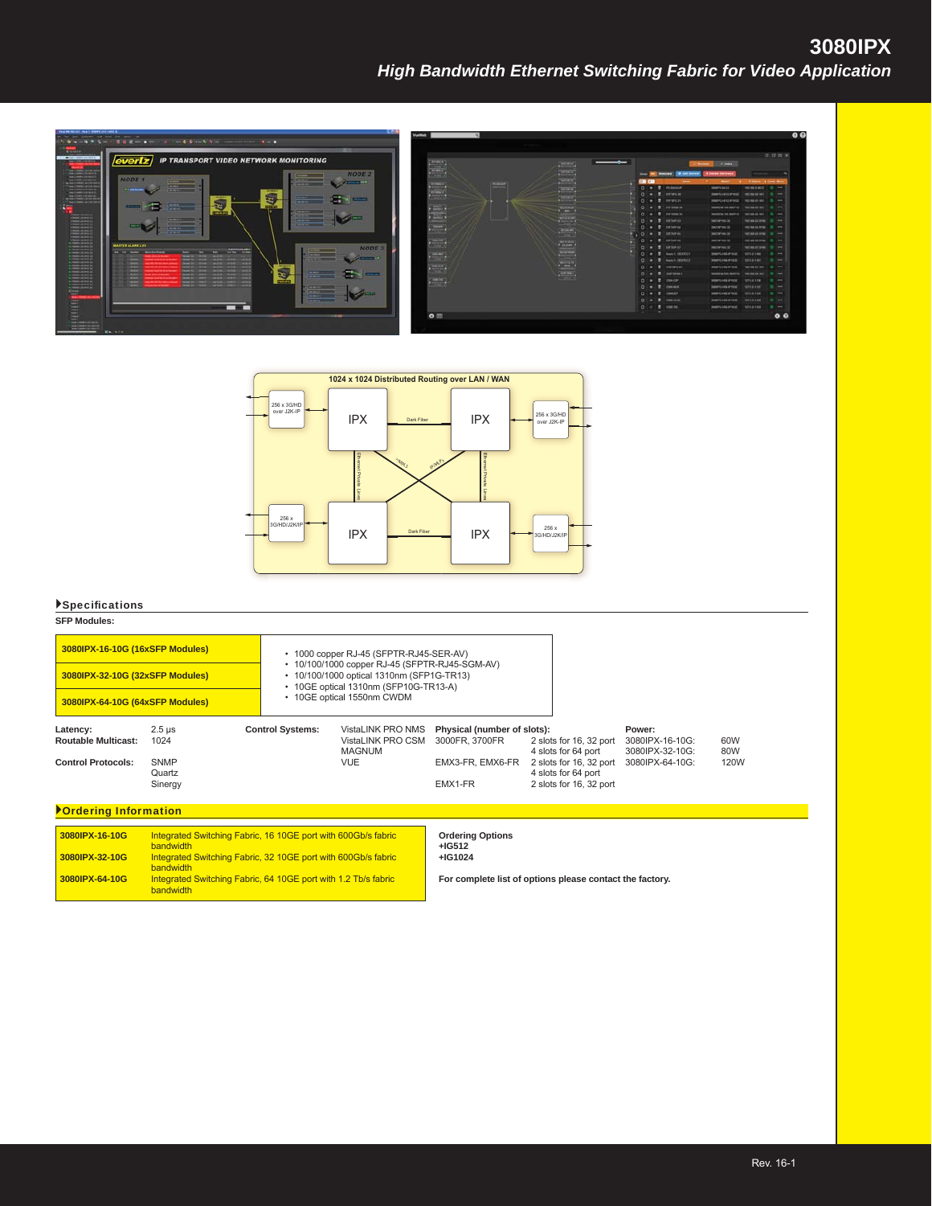# 3080IPX

## *High Bandwidth Ethernet Switching Fabric for Video Application*

1024 x 1024 Distributed Routing over LAN / WAN

256 x 3G/HD over J2K-IP

IPX

Dark Fiber

IPX

256 x 3G/HD over J2K-IP

Ethernet Private Lines

MPLS

MPLS

Ethernet Private Lines

256 x 3G/HD/J2K/IP

IPX

Dark Fiber

IPX

256 x 3G/HD/J2K/IP

## Specifications

**SFP Modules:**

| | |
|---|---|
| **3080IPX-16-10G (16xSFP Modules)** | • 1000 copper RJ-45 (SFPTR-RJ45-SER-AV)<br>• 10/100/1000 copper RJ-45 (SFPTR-RJ45-SGM-AV)<br>• 10/100/1000 optical 1310nm (SFP1G-TR13)<br>• 10GE optical 1310nm (SFP10G-TR13-A)<br>• 10GE optical 1550nm CWDM |
| **3080IPX-32-10G (32xSFP Modules)** | |
| **3080IPX-64-10G (64xSFP Modules)** | |

**Latency:** 2.5 µs

**Routable Multicast:** 1024

**Control Protocols:** SNMP, Quartz, Sinergy

**Control Systems:** VistaLINK PRO NMS, VistaLINK PRO CSM, MAGNUM, VUE

**Physical (number of slots):**

| | |
|---|---|
| 3000FR, 3700FR | 2 slots for 16, 32 port<br>4 slots for 64 port |
| EMX3-FR, EMX6-FR | 2 slots for 16, 32 port<br>4 slots for 64 port |
| EMX1-FR | 2 slots for 16, 32 port |

**Power:**

| | |
|---|---|
| 3080IPX-16-10G: | 60W |
| 3080IPX-32-10G: | 80W |
| 3080IPX-64-10G: | 120W |

## Ordering Information

| | |
|---|---|
| **3080IPX-16-10G** | Integrated Switching Fabric, 16 10GE port with 600Gb/s fabric bandwidth |
| **3080IPX-32-10G** | Integrated Switching Fabric, 32 10GE port with 600Gb/s fabric bandwidth |
| **3080IPX-64-10G** | Integrated Switching Fabric, 64 10GE port with 1.2 Tb/s fabric bandwidth |

**Ordering Options**
**+IG512**
**+IG1024**

**For complete list of options please contact the factory.**

Rev. 16-1